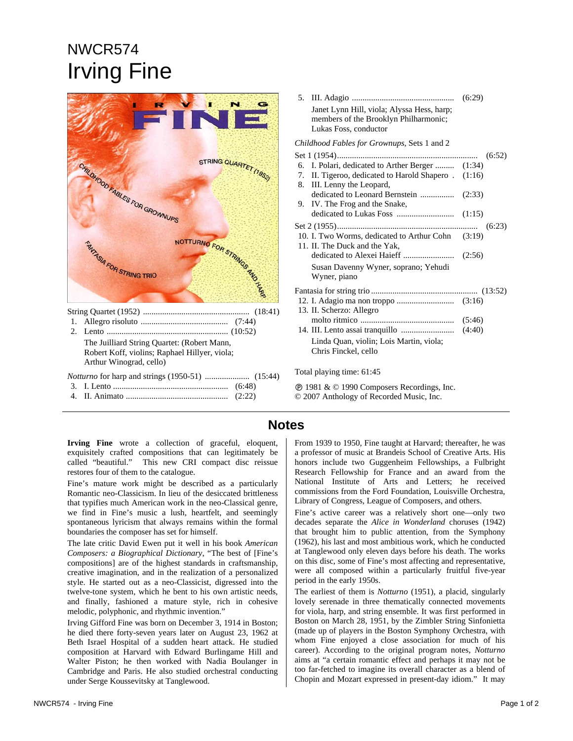# NWCR574
# Irving Fine

String Quartet (1952) ........................................ (18:41)

1. Allegro risoluto ........................................ (7:44)
2. Lento ........................................ (10:52)

The Juilliard String Quartet: (Robert Mann, Robert Koff, violins; Raphael Hillyer, viola; Arthur Winograd, cello)

*Notturno* for harp and strings (1950-51) .................... (15:44)

3. I. Lento ........................................ (6:48)
4. II. Animato ........................................ (2:22)
5. III. Adagio ........................................ (6:29)

Janet Lynn Hill, viola; Alyssa Hess, harp; members of the Brooklyn Philharmonic; Lukas Foss, conductor

*Childhood Fables for Grownups*, Sets 1 and 2

Set 1 (1954)........................................ (6:52)

6. I. Polari, dedicated to Arther Berger ......... (1:34)
7. II. Tigeroo, dedicated to Harold Shapero . (1:16)
8. III. Lenny the Leopard, dedicated to Leonard Bernstein ............... (2:33)
9. IV. The Frog and the Snake, dedicated to Lukas Foss .......................... (1:15)

Set 2 (1955)........................................ (6:23)

10. I. Two Worms, dedicated to Arthur Cohn (3:19)
11. II. The Duck and the Yak, dedicated to Alexei Haieff ....................... (2:56)

Susan Davenny Wyner, soprano; Yehudi Wyner, piano

Fantasia for string trio ........................................ (13:52)

12. I. Adagio ma non troppo .......................... (3:16)
13. II. Scherzo: Allegro molto ritmico ........................................ (5:46)
14. III. Lento assai tranquillo ......................... (4:40)

Linda Quan, violin; Lois Martin, viola; Chris Finckel, cello

Total playing time: 61:45

℗ 1981 & © 1990 Composers Recordings, Inc.
© 2007 Anthology of Recorded Music, Inc.

## Notes

**Irving Fine** wrote a collection of graceful, eloquent, exquisitely crafted compositions that can legitimately be called "beautiful." This new CRI compact disc reissue restores four of them to the catalogue.

Fine's mature work might be described as a particularly Romantic neo-Classicism. In lieu of the desiccated brittleness that typifies much American work in the neo-Classical genre, we find in Fine's music a lush, heartfelt, and seemingly spontaneous lyricism that always remains within the formal boundaries the composer has set for himself.

The late critic David Ewen put it well in his book *American Composers: a Biographical Dictionary*, "The best of [Fine's compositions] are of the highest standards in craftsmanship, creative imagination, and in the realization of a personalized style. He started out as a neo-Classicist, digressed into the twelve-tone system, which he bent to his own artistic needs, and finally, fashioned a mature style, rich in cohesive melodic, polyphonic, and rhythmic invention."

Irving Gifford Fine was born on December 3, 1914 in Boston; he died there forty-seven years later on August 23, 1962 at Beth Israel Hospital of a sudden heart attack. He studied composition at Harvard with Edward Burlingame Hill and Walter Piston; he then worked with Nadia Boulanger in Cambridge and Paris. He also studied orchestral conducting under Serge Koussevitsky at Tanglewood.

From 1939 to 1950, Fine taught at Harvard; thereafter, he was a professor of music at Brandeis School of Creative Arts. His honors include two Guggenheim Fellowships, a Fulbright Research Fellowship for France and an award from the National Institute of Arts and Letters; he received commissions from the Ford Foundation, Louisville Orchestra, Library of Congress, League of Composers, and others.

Fine's active career was a relatively short one—only two decades separate the *Alice in Wonderland* choruses (1942) that brought him to public attention, from the Symphony (1962), his last and most ambitious work, which he conducted at Tanglewood only eleven days before his death. The works on this disc, some of Fine's most affecting and representative, were all composed within a particularly fruitful five-year period in the early 1950s.

The earliest of them is *Notturno* (1951), a placid, singularly lovely serenade in three thematically connected movements for viola, harp, and string ensemble. It was first performed in Boston on March 28, 1951, by the Zimbler String Sinfonietta (made up of players in the Boston Symphony Orchestra, with whom Fine enjoyed a close association for much of his career). According to the original program notes, *Notturno* aims at "a certain romantic effect and perhaps it may not be too far-fetched to imagine its overall character as a blend of Chopin and Mozart expressed in present-day idiom." It may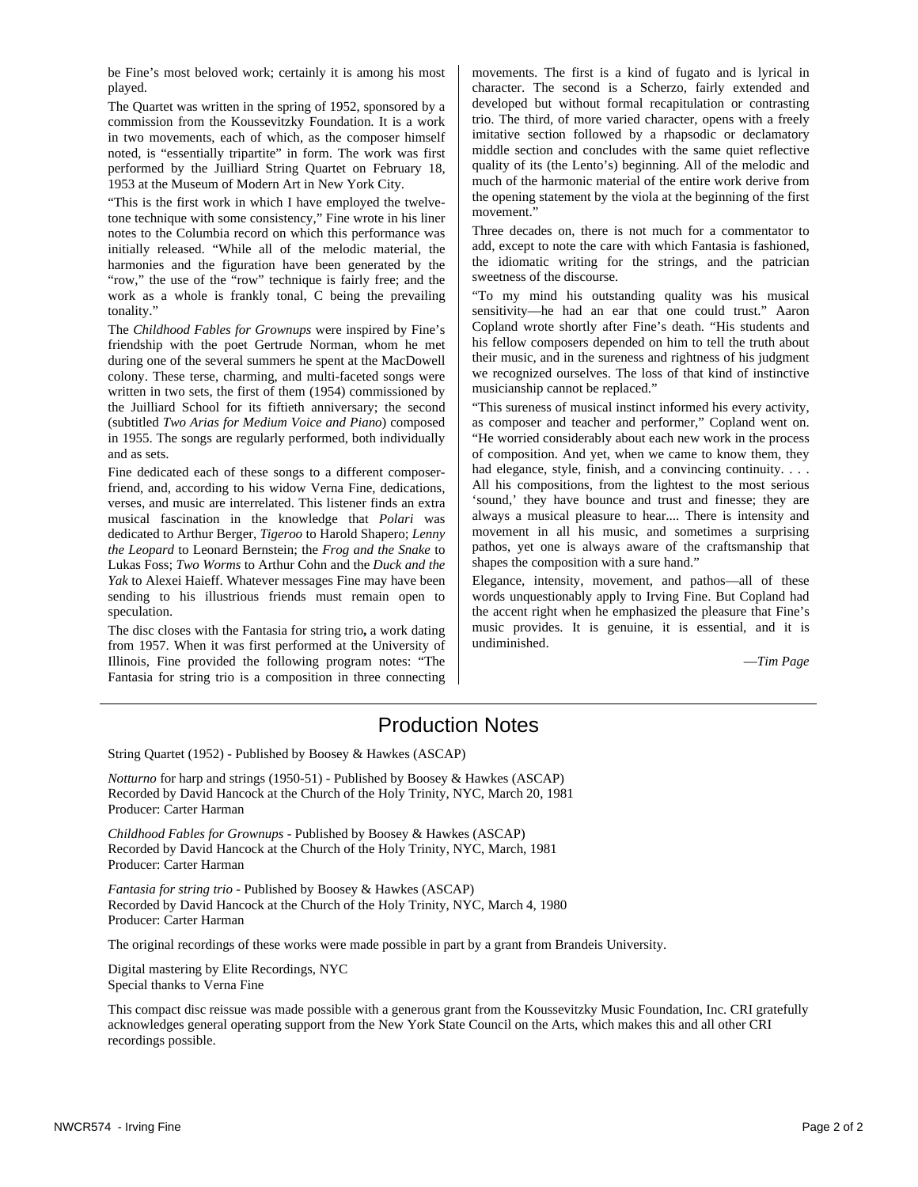be Fine's most beloved work; certainly it is among his most played.

The Quartet was written in the spring of 1952, sponsored by a commission from the Koussevitzky Foundation. It is a work in two movements, each of which, as the composer himself noted, is "essentially tripartite" in form. The work was first performed by the Juilliard String Quartet on February 18, 1953 at the Museum of Modern Art in New York City.

"This is the first work in which I have employed the twelve-tone technique with some consistency," Fine wrote in his liner notes to the Columbia record on which this performance was initially released. "While all of the melodic material, the harmonies and the figuration have been generated by the "row," the use of the "row" technique is fairly free; and the work as a whole is frankly tonal, C being the prevailing tonality."

The *Childhood Fables for Grownups* were inspired by Fine's friendship with the poet Gertrude Norman, whom he met during one of the several summers he spent at the MacDowell colony. These terse, charming, and multi-faceted songs were written in two sets, the first of them (1954) commissioned by the Juilliard School for its fiftieth anniversary; the second (subtitled *Two Arias for Medium Voice and Piano*) composed in 1955. The songs are regularly performed, both individually and as sets.

Fine dedicated each of these songs to a different composer-friend, and, according to his widow Verna Fine, dedications, verses, and music are interrelated. This listener finds an extra musical fascination in the knowledge that *Polari* was dedicated to Arthur Berger, *Tigeroo* to Harold Shapero; *Lenny the Leopard* to Leonard Bernstein; the *Frog and the Snake* to Lukas Foss; *Two Worms* to Arthur Cohn and the *Duck and the Yak* to Alexei Haieff. Whatever messages Fine may have been sending to his illustrious friends must remain open to speculation.

The disc closes with the Fantasia for string trio**,** a work dating from 1957. When it was first performed at the University of Illinois, Fine provided the following program notes: "The Fantasia for string trio is a composition in three connecting movements. The first is a kind of fugato and is lyrical in character. The second is a Scherzo, fairly extended and developed but without formal recapitulation or contrasting trio. The third, of more varied character, opens with a freely imitative section followed by a rhapsodic or declamatory middle section and concludes with the same quiet reflective quality of its (the Lento's) beginning. All of the melodic and much of the harmonic material of the entire work derive from the opening statement by the viola at the beginning of the first movement."

Three decades on, there is not much for a commentator to add, except to note the care with which Fantasia is fashioned, the idiomatic writing for the strings, and the patrician sweetness of the discourse.

"To my mind his outstanding quality was his musical sensitivity—he had an ear that one could trust." Aaron Copland wrote shortly after Fine's death. "His students and his fellow composers depended on him to tell the truth about their music, and in the sureness and rightness of his judgment we recognized ourselves. The loss of that kind of instinctive musicianship cannot be replaced."

"This sureness of musical instinct informed his every activity, as composer and teacher and performer," Copland went on. "He worried considerably about each new work in the process of composition. And yet, when we came to know them, they had elegance, style, finish, and a convincing continuity. . . . All his compositions, from the lightest to the most serious 'sound,' they have bounce and trust and finesse; they are always a musical pleasure to hear.... There is intensity and movement in all his music, and sometimes a surprising pathos, yet one is always aware of the craftsmanship that shapes the composition with a sure hand."

Elegance, intensity, movement, and pathos—all of these words unquestionably apply to Irving Fine. But Copland had the accent right when he emphasized the pleasure that Fine's music provides. It is genuine, it is essential, and it is undiminished.

—*Tim Page*

## Production Notes

String Quartet (1952) - Published by Boosey & Hawkes (ASCAP)

*Notturno* for harp and strings (1950-51) - Published by Boosey & Hawkes (ASCAP)
Recorded by David Hancock at the Church of the Holy Trinity, NYC, March 20, 1981
Producer: Carter Harman

*Childhood Fables for Grownups* - Published by Boosey & Hawkes (ASCAP)
Recorded by David Hancock at the Church of the Holy Trinity, NYC, March, 1981
Producer: Carter Harman

*Fantasia for string trio* - Published by Boosey & Hawkes (ASCAP)
Recorded by David Hancock at the Church of the Holy Trinity, NYC, March 4, 1980
Producer: Carter Harman

The original recordings of these works were made possible in part by a grant from Brandeis University.

Digital mastering by Elite Recordings, NYC
Special thanks to Verna Fine

This compact disc reissue was made possible with a generous grant from the Koussevitzky Music Foundation, Inc. CRI gratefully acknowledges general operating support from the New York State Council on the Arts, which makes this and all other CRI recordings possible.